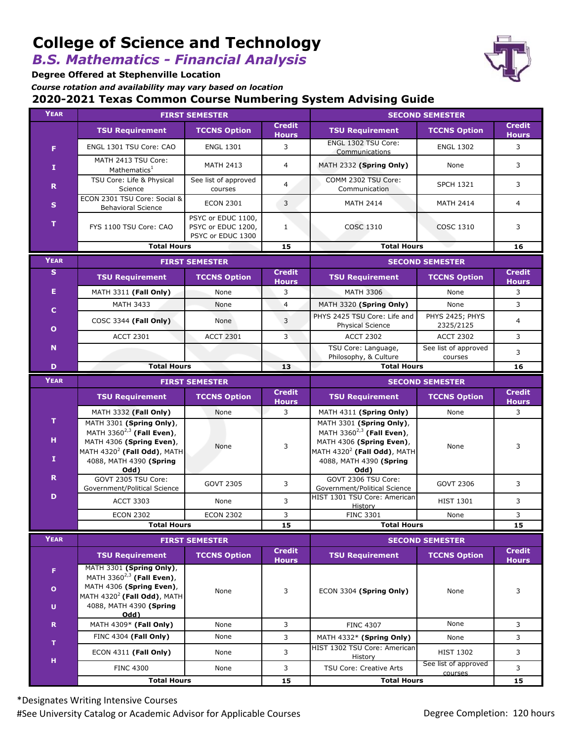# College of Science and Technology

## *B.S. Mathematics - Financial Analysis*

**Degree Offered at Stephenville Location**

*Course rotation and availability may vary based on location*

### 2020-2021 Texas Common Course Numbering System Advising Guide

| YEAR | FIRST SEMESTER | | | SECOND SEMESTER | | |
|---|---|---|---|---|---|---|
| | **TSU Requirement** | **TCCNS Option** | **Credit Hours** | **TSU Requirement** | **TCCNS Option** | **Credit Hours** |
| FIRST | ENGL 1301 TSU Core: CAO | ENGL 1301 | 3 | ENGL 1302 TSU Core: Communications | ENGL 1302 | 3 |
| | MATH 2413 TSU Core: Mathematics[1] | MATH 2413 | 4 | MATH 2332 **(Spring Only)** | None | 3 |
| | TSU Core: Life & Physical Science | See list of approved courses | 4 | COMM 2302 TSU Core: Communication | SPCH 1321 | 3 |
| | ECON 2301 TSU Core: Social & Behavioral Science | ECON 2301 | 3 | MATH 2414 | MATH 2414 | 4 |
| | FYS 1100 TSU Core: CAO | PSYC or EDUC 1100, PSYC or EDUC 1200, PSYC or EDUC 1300 | 1 | COSC 1310 | COSC 1310 | 3 |
| | **Total Hours** | | **15** | **Total Hours** | | **16** |

| YEAR | FIRST SEMESTER | | | SECOND SEMESTER | | |
|---|---|---|---|---|---|---|
| SECOND | **TSU Requirement** | **TCCNS Option** | **Credit Hours** | **TSU Requirement** | **TCCNS Option** | **Credit Hours** |
| | MATH 3311 **(Fall Only)** | None | 3 | MATH 3306 | None | 3 |
| | MATH 3433 | None | 4 | MATH 3320 **(Spring Only)** | None | 3 |
| | COSC 3344 **(Fall Only)** | None | 3 | PHYS 2425 TSU Core: Life and Physical Science | PHYS 2425; PHYS 2325/2125 | 4 |
| | ACCT 2301 | ACCT 2301 | 3 | ACCT 2302 | ACCT 2302 | 3 |
| | | | | TSU Core: Language, Philosophy, & Culture | See list of approved courses | 3 |
| | **Total Hours** | | **13** | **Total Hours** | | **16** |

| YEAR | FIRST SEMESTER | | | SECOND SEMESTER | | |
|---|---|---|---|---|---|---|
| | **TSU Requirement** | **TCCNS Option** | **Credit Hours** | **TSU Requirement** | **TCCNS Option** | **Credit Hours** |
| THIRD | MATH 3332 **(Fall Only)** | None | 3 | MATH 4311 **(Spring Only)** | None | 3 |
| | MATH 3301 **(Spring Only)**, MATH 3360[2,3] **(Fall Even)**, MATH 4306 **(Spring Even)**, MATH 4320[2] **(Fall Odd)**, MATH 4088, MATH 4390 **(Spring Odd)** | None | 3 | MATH 3301 **(Spring Only)**, MATH 3360[2,3] **(Fall Even)**, MATH 4306 **(Spring Even)**, MATH 4320[2] **(Fall Odd)**, MATH 4088, MATH 4390 **(Spring Odd)** | None | 3 |
| | GOVT 2305 TSU Core: Government/Political Science | GOVT 2305 | 3 | GOVT 2306 TSU Core: Government/Political Science | GOVT 2306 | 3 |
| | ACCT 3303 | None | 3 | HIST 1301 TSU Core: American History | HIST 1301 | 3 |
| | ECON 2302 | ECON 2302 | 3 | FINC 3301 | None | 3 |
| | **Total Hours** | | **15** | **Total Hours** | | **15** |

| YEAR | FIRST SEMESTER | | | SECOND SEMESTER | | |
|---|---|---|---|---|---|---|
| | **TSU Requirement** | **TCCNS Option** | **Credit Hours** | **TSU Requirement** | **TCCNS Option** | **Credit Hours** |
| FOURTH | MATH 3301 **(Spring Only)**, MATH 3360[2,3] **(Fall Even)**, MATH 4306 **(Spring Even)**, MATH 4320[2] **(Fall Odd)**, MATH 4088, MATH 4390 **(Spring Odd)** | None | 3 | ECON 3304 **(Spring Only)** | None | 3 |
| | MATH 4309* **(Fall Only)** | None | 3 | FINC 4307 | None | 3 |
| | FINC 4304 **(Fall Only)** | None | 3 | MATH 4332* **(Spring Only)** | None | 3 |
| | ECON 4311 **(Fall Only)** | None | 3 | HIST 1302 TSU Core: American History | HIST 1302 | 3 |
| | FINC 4300 | None | 3 | TSU Core: Creative Arts | See list of approved courses | 3 |
| | **Total Hours** | | **15** | **Total Hours** | | **15** |

*Designates Writing Intensive Courses

#See University Catalog or Academic Advisor for Applicable Courses

Degree Completion: 120 hours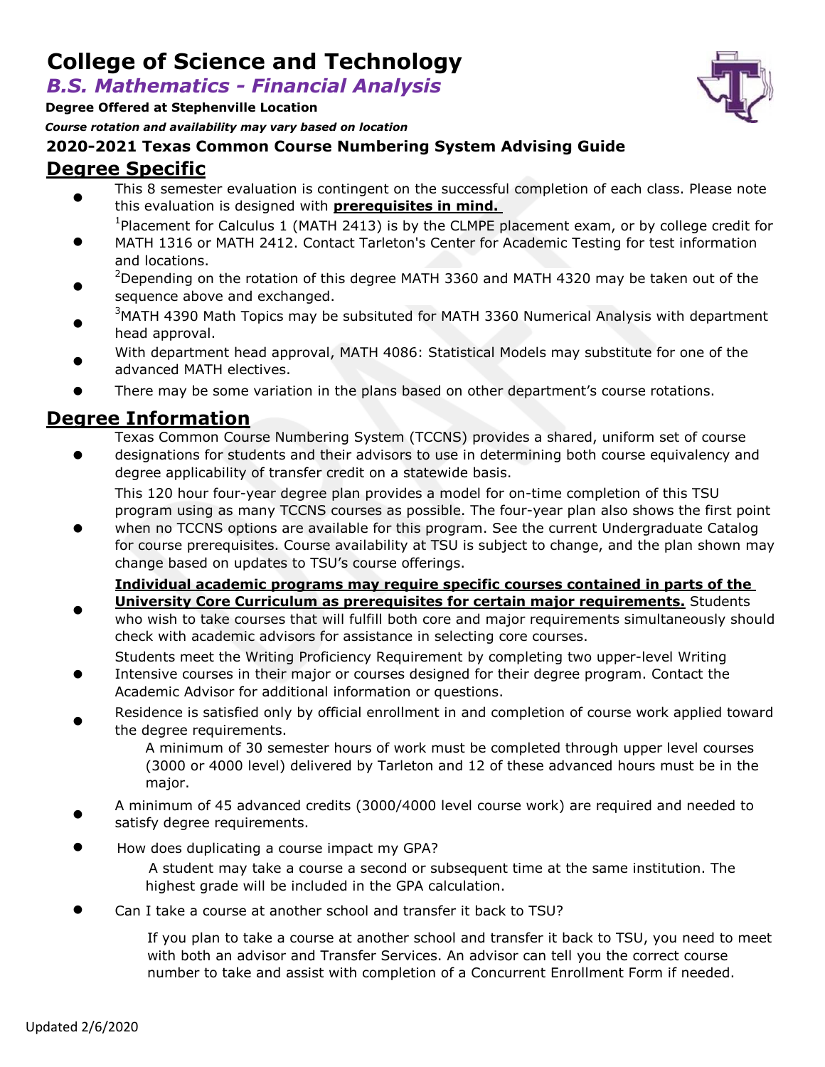# College of Science and Technology

## *B.S. Mathematics - Financial Analysis*

**Degree Offered at Stephenville Location**

***Course rotation and availability may vary based on location***

**2020-2021 Texas Common Course Numbering System Advising Guide**

## Degree Specific

- This 8 semester evaluation is contingent on the successful completion of each class. Please note this evaluation is designed with **prerequisites in mind.**
- [1]Placement for Calculus 1 (MATH 2413) is by the CLMPE placement exam, or by college credit for MATH 1316 or MATH 2412. Contact Tarleton's Center for Academic Testing for test information and locations.
- [2]Depending on the rotation of this degree MATH 3360 and MATH 4320 may be taken out of the sequence above and exchanged.
- [3]MATH 4390 Math Topics may be subsituted for MATH 3360 Numerical Analysis with department head approval.
- With department head approval, MATH 4086: Statistical Models may substitute for one of the advanced MATH electives.
- There may be some variation in the plans based on other department's course rotations.

## Degree Information

- Texas Common Course Numbering System (TCCNS) provides a shared, uniform set of course designations for students and their advisors to use in determining both course equivalency and degree applicability of transfer credit on a statewide basis.
- This 120 hour four-year degree plan provides a model for on-time completion of this TSU program using as many TCCNS courses as possible. The four-year plan also shows the first point when no TCCNS options are available for this program. See the current Undergraduate Catalog for course prerequisites. Course availability at TSU is subject to change, and the plan shown may change based on updates to TSU's course offerings.
- **Individual academic programs may require specific courses contained in parts of the University Core Curriculum as prerequisites for certain major requirements.** Students who wish to take courses that will fulfill both core and major requirements simultaneously should check with academic advisors for assistance in selecting core courses.
- Students meet the Writing Proficiency Requirement by completing two upper-level Writing Intensive courses in their major or courses designed for their degree program. Contact the Academic Advisor for additional information or questions.
- Residence is satisfied only by official enrollment in and completion of course work applied toward the degree requirements.

  A minimum of 30 semester hours of work must be completed through upper level courses (3000 or 4000 level) delivered by Tarleton and 12 of these advanced hours must be in the major.
- A minimum of 45 advanced credits (3000/4000 level course work) are required and needed to satisfy degree requirements.
- How does duplicating a course impact my GPA?

  A student may take a course a second or subsequent time at the same institution. The highest grade will be included in the GPA calculation.
- Can I take a course at another school and transfer it back to TSU?

  If you plan to take a course at another school and transfer it back to TSU, you need to meet with both an advisor and Transfer Services. An advisor can tell you the correct course number to take and assist with completion of a Concurrent Enrollment Form if needed.

Updated 2/6/2020